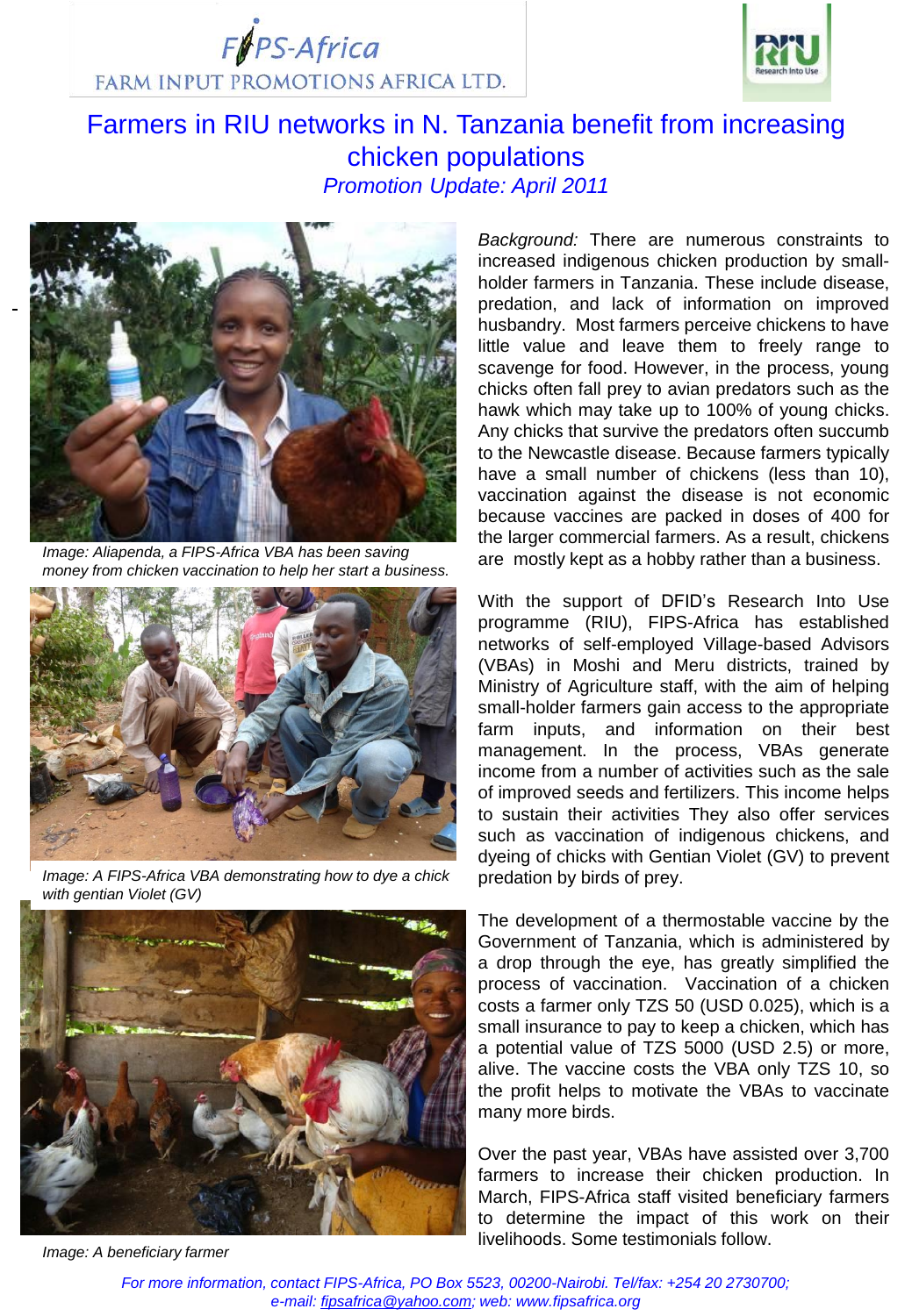FIPS-Africa
FARM INPUT PROMOTIONS AFRICA LTD.

# Farmers in RIU networks in N. Tanzania benefit from increasing chicken populations

*Promotion Update: April 2011*

*Image: Aliapenda, a FIPS-Africa VBA has been saving money from chicken vaccination to help her start a business.*

*Image: A FIPS-Africa VBA demonstrating how to dye a chick with gentian Violet (GV)*

*Image: A beneficiary farmer*

*Background:* There are numerous constraints to increased indigenous chicken production by small-holder farmers in Tanzania. These include disease, predation, and lack of information on improved husbandry. Most farmers perceive chickens to have little value and leave them to freely range to scavenge for food. However, in the process, young chicks often fall prey to avian predators such as the hawk which may take up to 100% of young chicks. Any chicks that survive the predators often succumb to the Newcastle disease. Because farmers typically have a small number of chickens (less than 10), vaccination against the disease is not economic because vaccines are packed in doses of 400 for the larger commercial farmers. As a result, chickens are mostly kept as a hobby rather than a business.

With the support of DFID's Research Into Use programme (RIU), FIPS-Africa has established networks of self-employed Village-based Advisors (VBAs) in Moshi and Meru districts, trained by Ministry of Agriculture staff, with the aim of helping small-holder farmers gain access to the appropriate farm inputs, and information on their best management. In the process, VBAs generate income from a number of activities such as the sale of improved seeds and fertilizers. This income helps to sustain their activities They also offer services such as vaccination of indigenous chickens, and dyeing of chicks with Gentian Violet (GV) to prevent predation by birds of prey.

The development of a thermostable vaccine by the Government of Tanzania, which is administered by a drop through the eye, has greatly simplified the process of vaccination. Vaccination of a chicken costs a farmer only TZS 50 (USD 0.025), which is a small insurance to pay to keep a chicken, which has a potential value of TZS 5000 (USD 2.5) or more, alive. The vaccine costs the VBA only TZS 10, so the profit helps to motivate the VBAs to vaccinate many more birds.

Over the past year, VBAs have assisted over 3,700 farmers to increase their chicken production. In March, FIPS-Africa staff visited beneficiary farmers to determine the impact of this work on their livelihoods. Some testimonials follow.

*For more information, contact FIPS-Africa, PO Box 5523, 00200-Nairobi. Tel/fax: +254 20 2730700; e-mail: fipsafrica@yahoo.com; web: www.fipsafrica.org*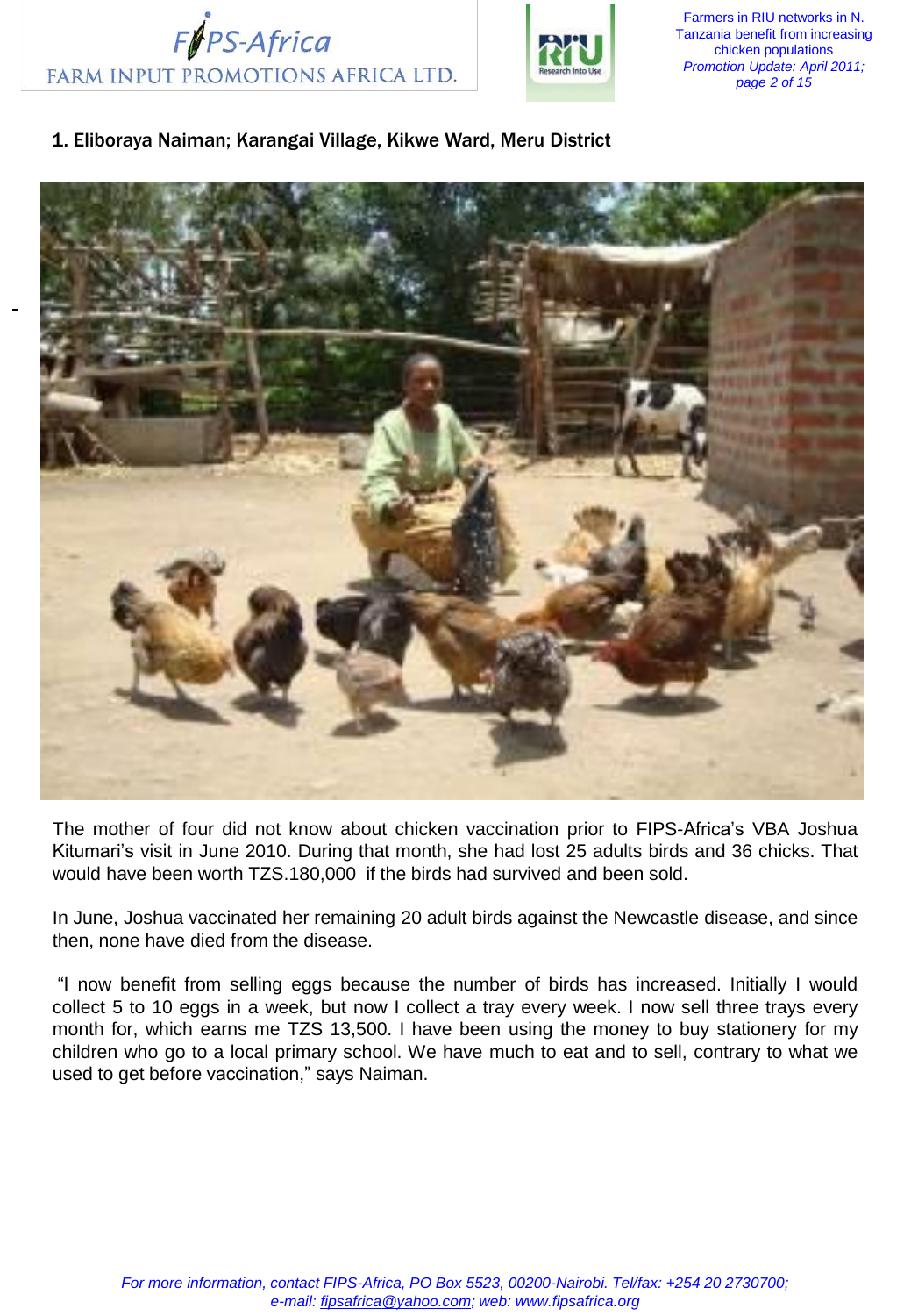## 1. Eliboraya Naiman; Karangai Village, Kikwe Ward, Meru District

The mother of four did not know about chicken vaccination prior to FIPS-Africa's VBA Joshua Kitumari's visit in June 2010. During that month, she had lost 25 adults birds and 36 chicks. That would have been worth TZS.180,000 if the birds had survived and been sold.

In June, Joshua vaccinated her remaining 20 adult birds against the Newcastle disease, and since then, none have died from the disease.

"I now benefit from selling eggs because the number of birds has increased. Initially I would collect 5 to 10 eggs in a week, but now I collect a tray every week. I now sell three trays every month for, which earns me TZS 13,500. I have been using the money to buy stationery for my children who go to a local primary school. We have much to eat and to sell, contrary to what we used to get before vaccination," says Naiman.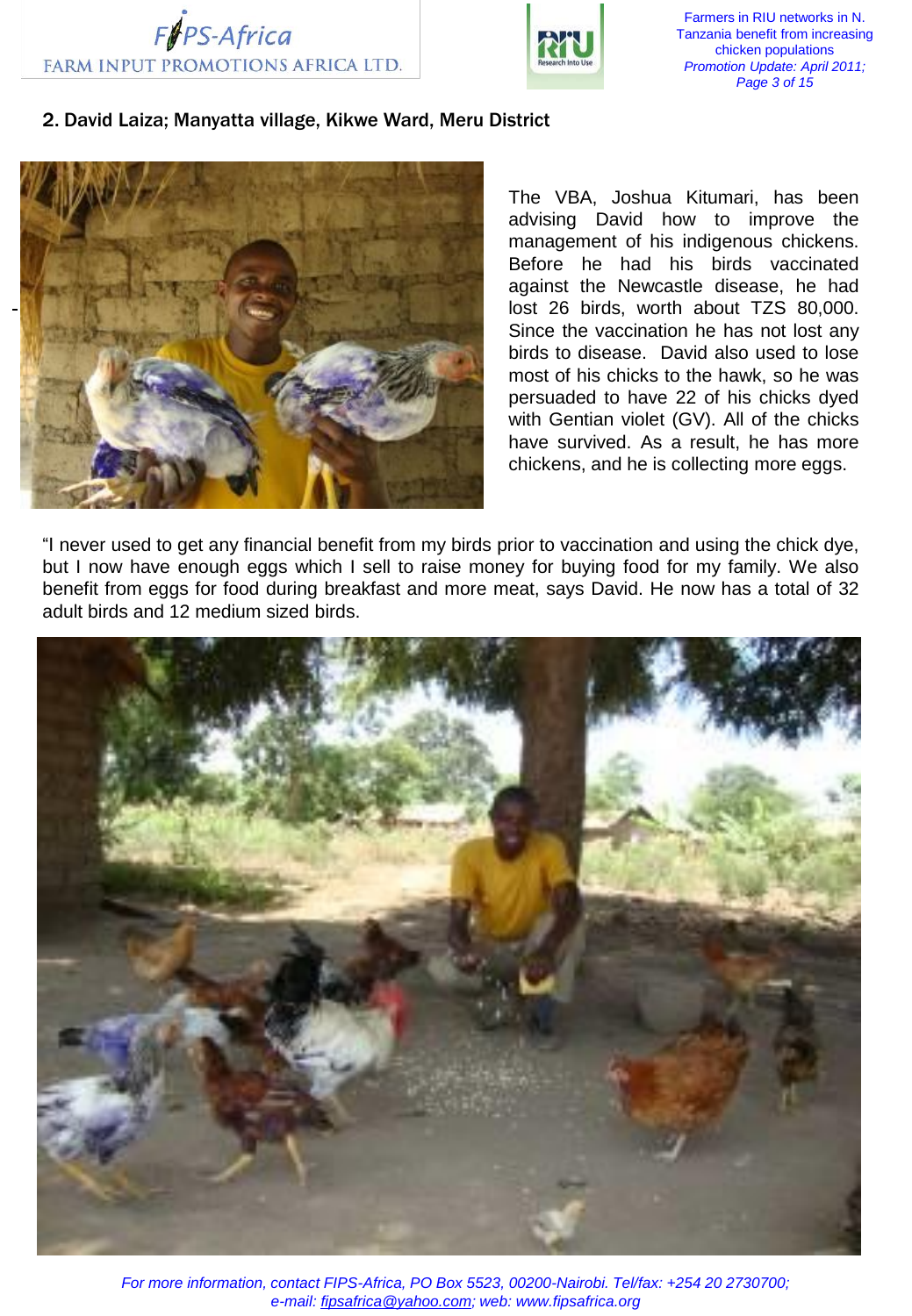## 2. David Laiza; Manyatta village, Kikwe Ward, Meru District

The VBA, Joshua Kitumari, has been advising David how to improve the management of his indigenous chickens. Before he had his birds vaccinated against the Newcastle disease, he had lost 26 birds, worth about TZS 80,000. Since the vaccination he has not lost any birds to disease. David also used to lose most of his chicks to the hawk, so he was persuaded to have 22 of his chicks dyed with Gentian violet (GV). All of the chicks have survived. As a result, he has more chickens, and he is collecting more eggs.

"I never used to get any financial benefit from my birds prior to vaccination and using the chick dye, but I now have enough eggs which I sell to raise money for buying food for my family. We also benefit from eggs for food during breakfast and more meat, says David. He now has a total of 32 adult birds and 12 medium sized birds.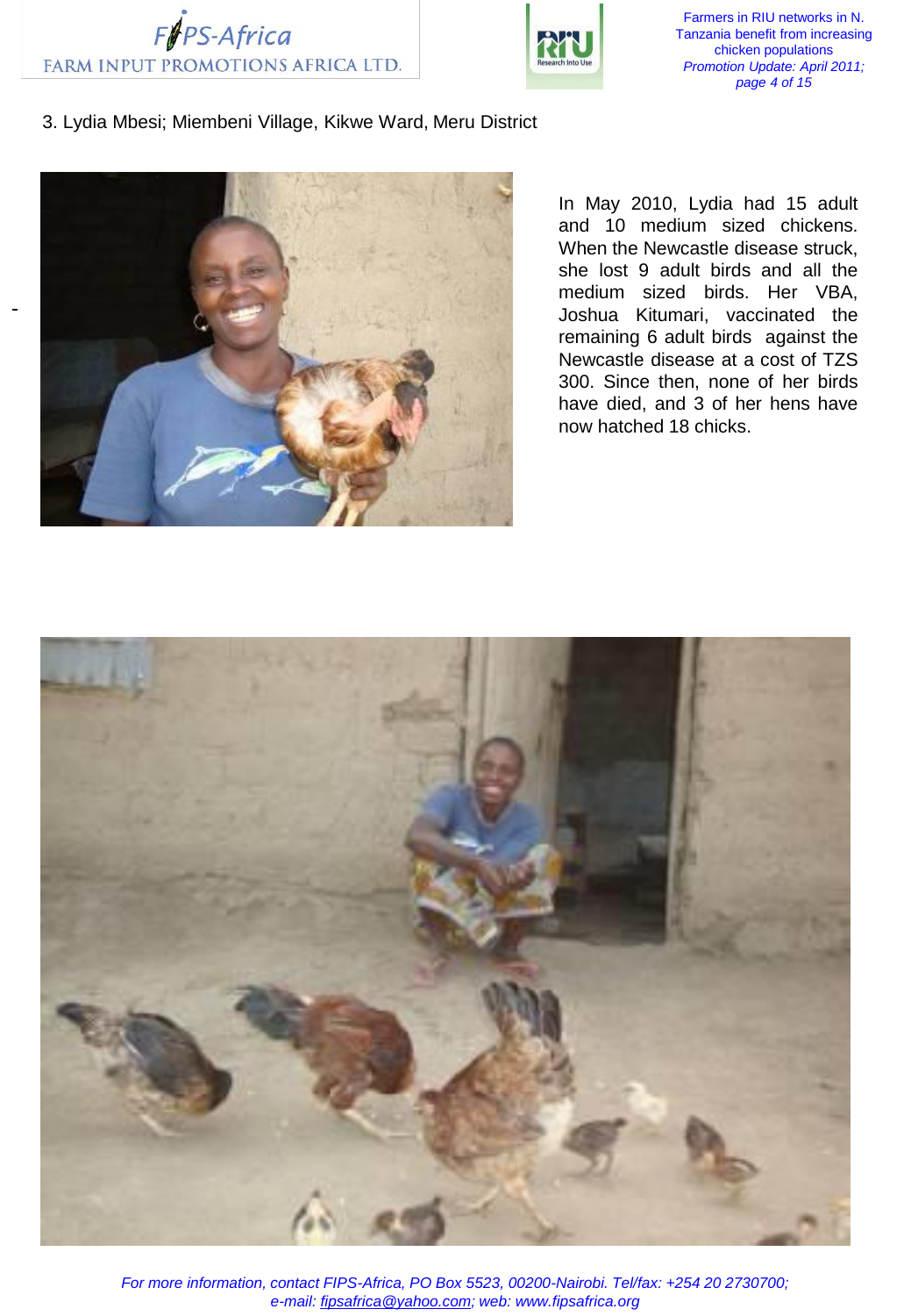3. Lydia Mbesi; Miembeni Village, Kikwe Ward, Meru District

In May 2010, Lydia had 15 adult and 10 medium sized chickens. When the Newcastle disease struck, she lost 9 adult birds and all the medium sized birds. Her VBA, Joshua Kitumari, vaccinated the remaining 6 adult birds against the Newcastle disease at a cost of TZS 300. Since then, none of her birds have died, and 3 of her hens have now hatched 18 chicks.

*For more information, contact FIPS-Africa, PO Box 5523, 00200-Nairobi. Tel/fax: +254 20 2730700; e-mail: fipsafrica@yahoo.com; web: www.fipsafrica.org*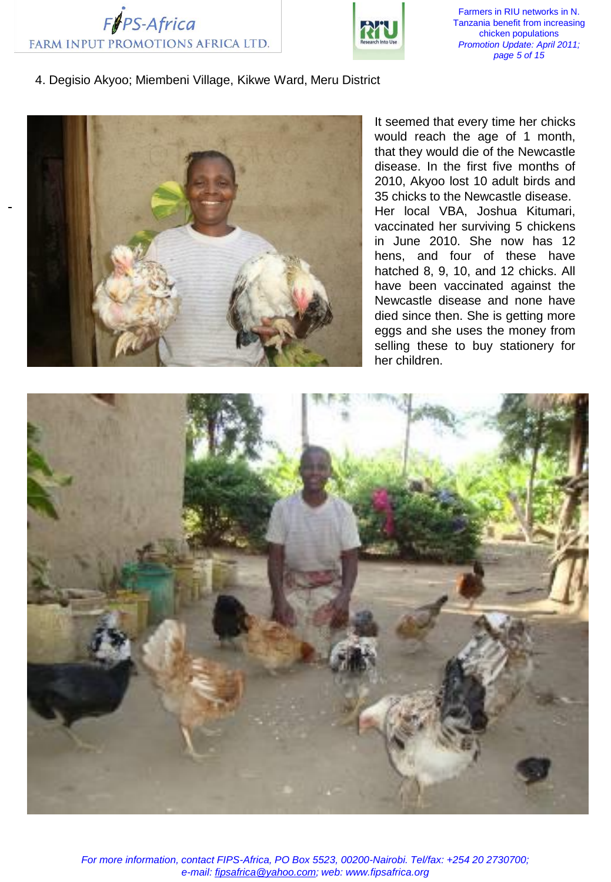4. Degisio Akyoo; Miembeni Village, Kikwe Ward, Meru District

It seemed that every time her chicks would reach the age of 1 month, that they would die of the Newcastle disease. In the first five months of 2010, Akyoo lost 10 adult birds and 35 chicks to the Newcastle disease. Her local VBA, Joshua Kitumari, vaccinated her surviving 5 chickens in June 2010. She now has 12 hens, and four of these have hatched 8, 9, 10, and 12 chicks. All have been vaccinated against the Newcastle disease and none have died since then. She is getting more eggs and she uses the money from selling these to buy stationery for her children.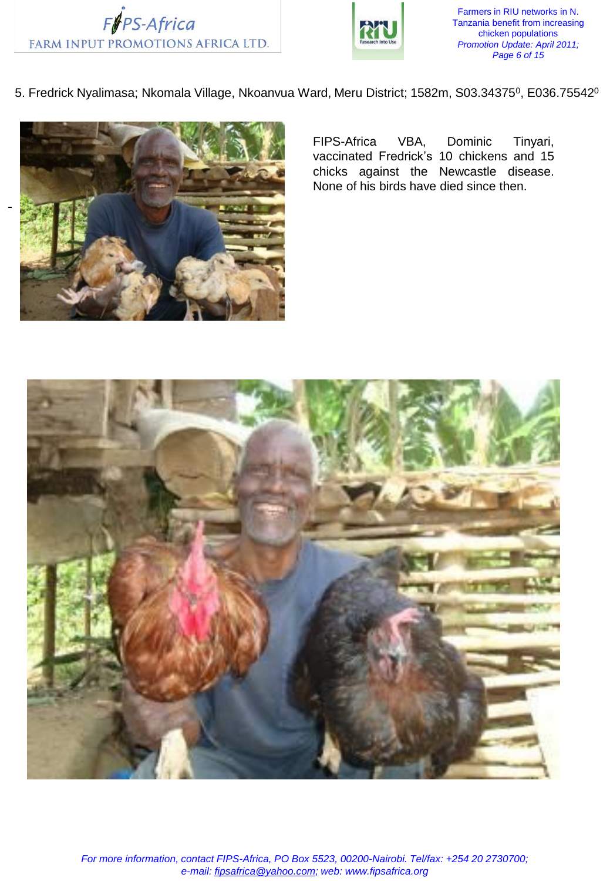5. Fredrick Nyalimasa; Nkomala Village, Nkoanvua Ward, Meru District; 1582m, S03.34375$^{0}$, E036.75542$^{0}$

FIPS-Africa VBA, Dominic Tinyari, vaccinated Fredrick's 10 chickens and 15 chicks against the Newcastle disease. None of his birds have died since then.

*For more information, contact FIPS-Africa, PO Box 5523, 00200-Nairobi. Tel/fax: +254 20 2730700; e-mail: fipsafrica@yahoo.com; web: www.fipsafrica.org*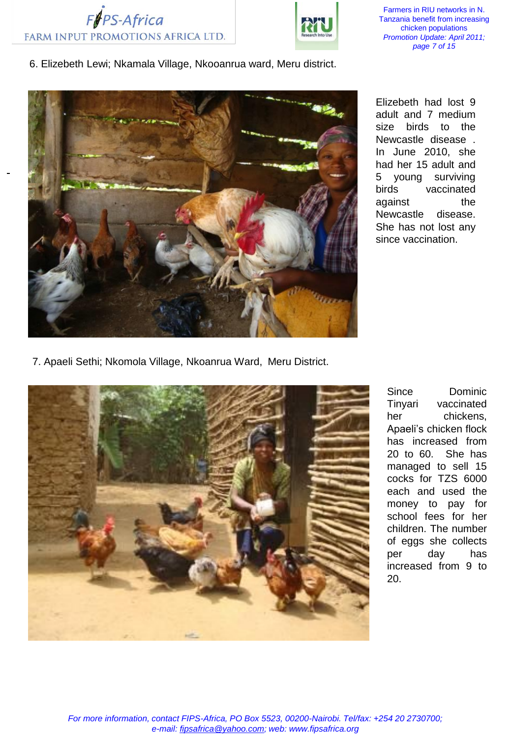6. Elizebeth Lewi; Nkamala Village, Nkooanrua ward, Meru district.

Elizebeth had lost 9 adult and 7 medium size birds to the Newcastle disease . In June 2010, she had her 15 adult and 5 young surviving birds vaccinated against the Newcastle disease. She has not lost any since vaccination.

7. Apaeli Sethi; Nkomola Village, Nkoanrua Ward, Meru District.

Since Dominic Tinyari vaccinated her chickens, Apaeli's chicken flock has increased from 20 to 60. She has managed to sell 15 cocks for TZS 6000 each and used the money to pay for school fees for her children. The number of eggs she collects per day has increased from 9 to 20.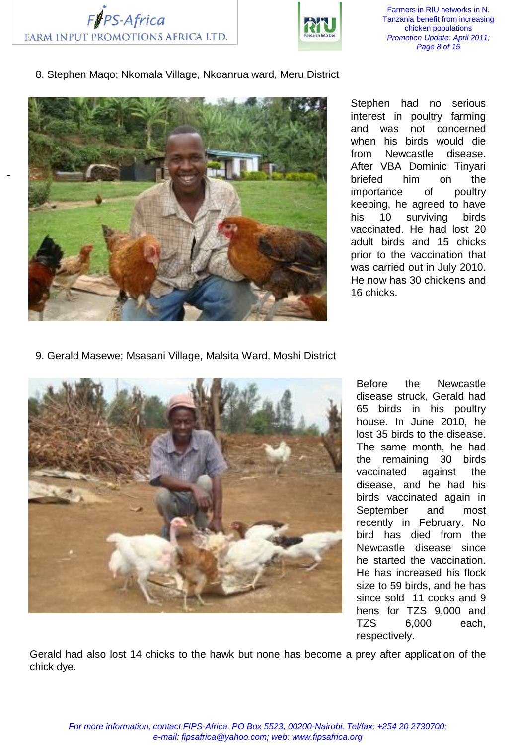8. Stephen Maqo; Nkomala Village, Nkoanrua ward, Meru District

Stephen had no serious interest in poultry farming and was not concerned when his birds would die from Newcastle disease. After VBA Dominic Tinyari briefed him on the importance of poultry keeping, he agreed to have his 10 surviving birds vaccinated. He had lost 20 adult birds and 15 chicks prior to the vaccination that was carried out in July 2010. He now has 30 chickens and 16 chicks.

9. Gerald Masewe; Msasani Village, Malsita Ward, Moshi District

Before the Newcastle disease struck, Gerald had 65 birds in his poultry house. In June 2010, he lost 35 birds to the disease. The same month, he had the remaining 30 birds vaccinated against the disease, and he had his birds vaccinated again in September and most recently in February. No bird has died from the Newcastle disease since he started the vaccination. He has increased his flock size to 59 birds, and he has since sold 11 cocks and 9 hens for TZS 9,000 and TZS 6,000 each, respectively.

Gerald had also lost 14 chicks to the hawk but none has become a prey after application of the chick dye.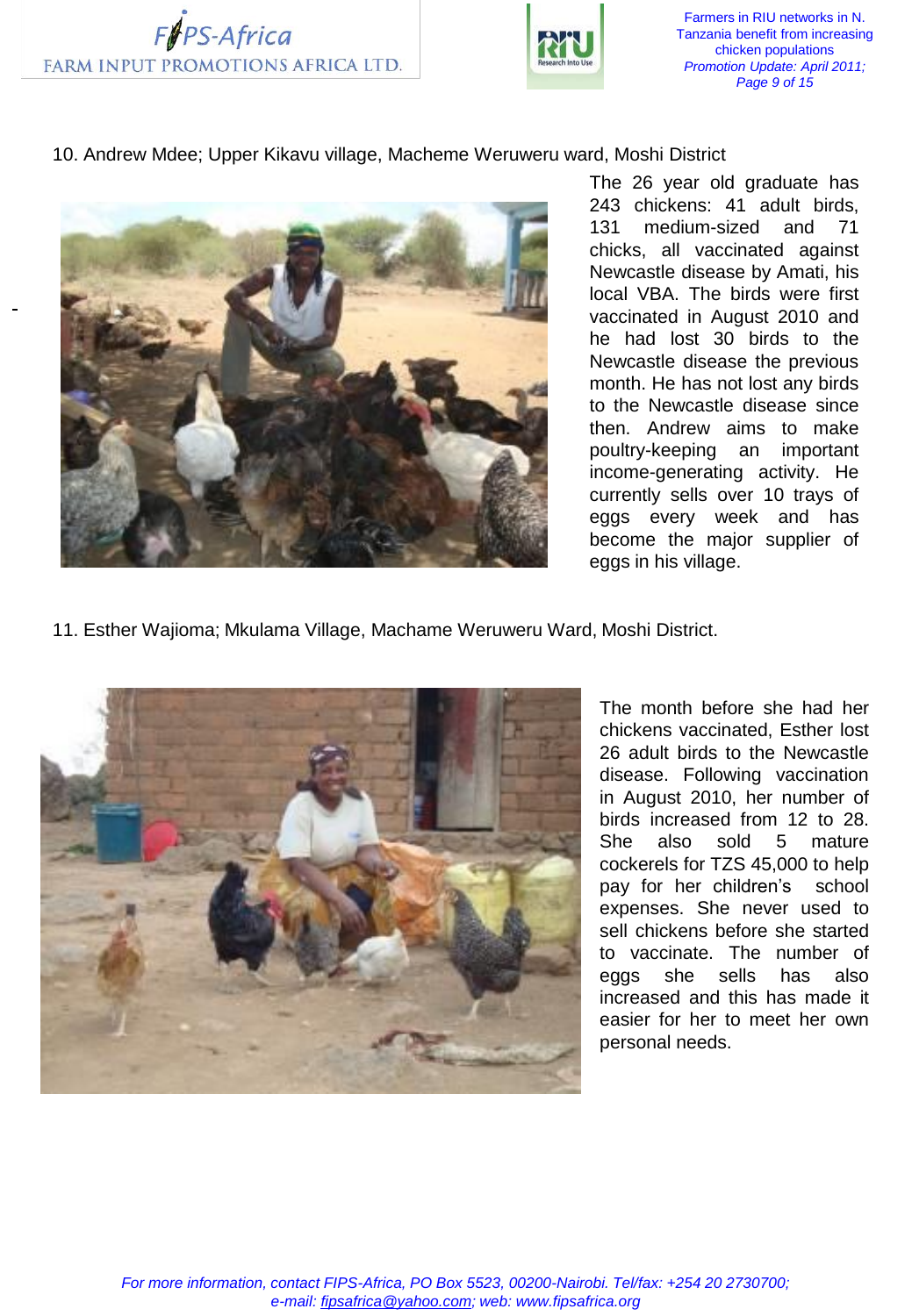10. Andrew Mdee; Upper Kikavu village, Macheme Weruweru ward, Moshi District

The 26 year old graduate has 243 chickens: 41 adult birds, 131 medium-sized and 71 chicks, all vaccinated against Newcastle disease by Amati, his local VBA. The birds were first vaccinated in August 2010 and he had lost 30 birds to the Newcastle disease the previous month. He has not lost any birds to the Newcastle disease since then. Andrew aims to make poultry-keeping an important income-generating activity. He currently sells over 10 trays of eggs every week and has become the major supplier of eggs in his village.

11. Esther Wajioma; Mkulama Village, Machame Weruweru Ward, Moshi District.

The month before she had her chickens vaccinated, Esther lost 26 adult birds to the Newcastle disease. Following vaccination in August 2010, her number of birds increased from 12 to 28. She also sold 5 mature cockerels for TZS 45,000 to help pay for her children's school expenses. She never used to sell chickens before she started to vaccinate. The number of eggs she sells has also increased and this has made it easier for her to meet her own personal needs.

*For more information, contact FIPS-Africa, PO Box 5523, 00200-Nairobi. Tel/fax: +254 20 2730700; e-mail: fipsafrica@yahoo.com; web: www.fipsafrica.org*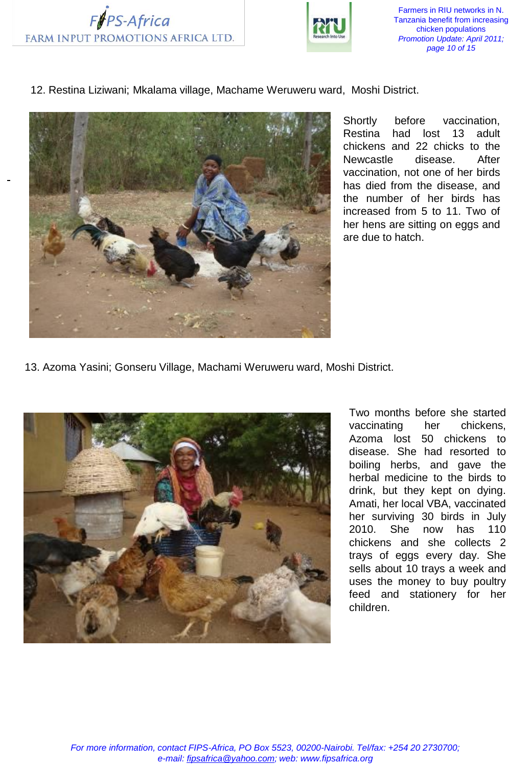12. Restina Liziwani; Mkalama village, Machame Weruweru ward, Moshi District.

Shortly before vaccination, Restina had lost 13 adult chickens and 22 chicks to the Newcastle disease. After vaccination, not one of her birds has died from the disease, and the number of her birds has increased from 5 to 11. Two of her hens are sitting on eggs and are due to hatch.

13. Azoma Yasini; Gonseru Village, Machami Weruweru ward, Moshi District.

Two months before she started vaccinating her chickens, Azoma lost 50 chickens to disease. She had resorted to boiling herbs, and gave the herbal medicine to the birds to drink, but they kept on dying. Amati, her local VBA, vaccinated her surviving 30 birds in July 2010. She now has 110 chickens and she collects 2 trays of eggs every day. She sells about 10 trays a week and uses the money to buy poultry feed and stationery for her children.

*For more information, contact FIPS-Africa, PO Box 5523, 00200-Nairobi. Tel/fax: +254 20 2730700; e-mail: fipsafrica@yahoo.com; web: www.fipsafrica.org*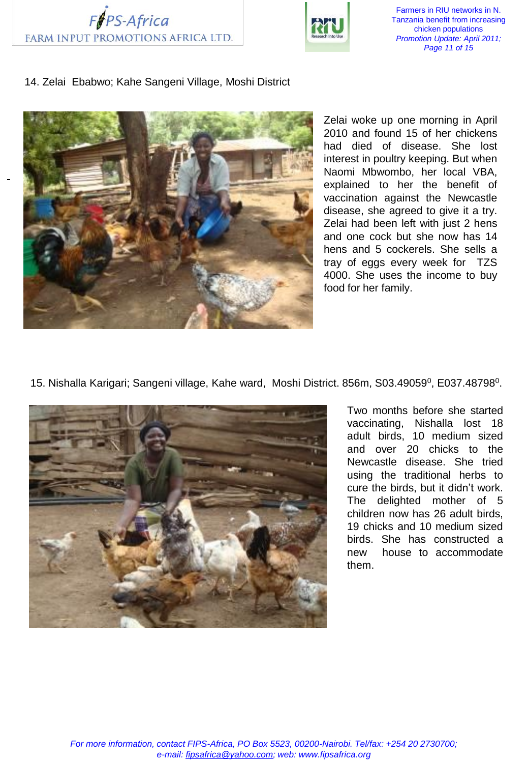14. Zelai Ebabwo; Kahe Sangeni Village, Moshi District

Zelai woke up one morning in April 2010 and found 15 of her chickens had died of disease. She lost interest in poultry keeping. But when Naomi Mbwombo, her local VBA, explained to her the benefit of vaccination against the Newcastle disease, she agreed to give it a try. Zelai had been left with just 2 hens and one cock but she now has 14 hens and 5 cockerels. She sells a tray of eggs every week for TZS 4000. She uses the income to buy food for her family.

15. Nishalla Karigari; Sangeni village, Kahe ward, Moshi District. 856m, S03.49059$^0$, E037.48798$^0$.

Two months before she started vaccinating, Nishalla lost 18 adult birds, 10 medium sized and over 20 chicks to the Newcastle disease. She tried using the traditional herbs to cure the birds, but it didn't work. The delighted mother of 5 children now has 26 adult birds, 19 chicks and 10 medium sized birds. She has constructed a new house to accommodate them.

*For more information, contact FIPS-Africa, PO Box 5523, 00200-Nairobi. Tel/fax: +254 20 2730700; e-mail: fipsafrica@yahoo.com; web: www.fipsafrica.org*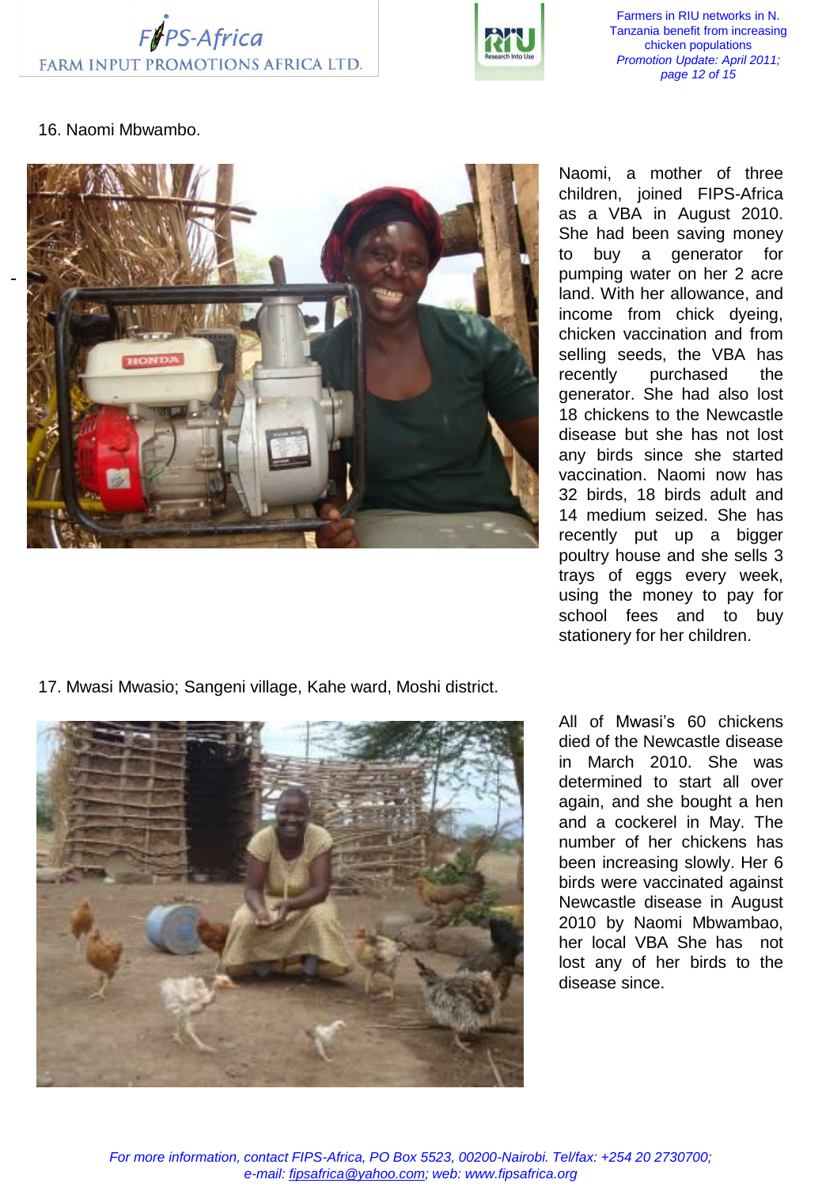16. Naomi Mbwambo.

Naomi, a mother of three children, joined FIPS-Africa as a VBA in August 2010. She had been saving money to buy a generator for pumping water on her 2 acre land. With her allowance, and income from chick dyeing, chicken vaccination and from selling seeds, the VBA has recently purchased the generator. She had also lost 18 chickens to the Newcastle disease but she has not lost any birds since she started vaccination. Naomi now has 32 birds, 18 birds adult and 14 medium seized. She has recently put up a bigger poultry house and she sells 3 trays of eggs every week, using the money to pay for school fees and to buy stationery for her children.

17. Mwasi Mwasio; Sangeni village, Kahe ward, Moshi district.

All of Mwasi's 60 chickens died of the Newcastle disease in March 2010. She was determined to start all over again, and she bought a hen and a cockerel in May. The number of her chickens has been increasing slowly. Her 6 birds were vaccinated against Newcastle disease in August 2010 by Naomi Mbwambao, her local VBA She has not lost any of her birds to the disease since.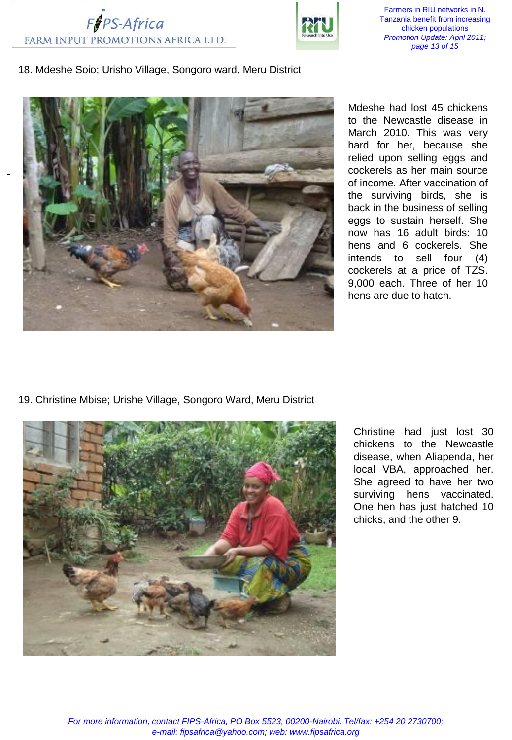18. Mdeshe Soio; Urisho Village, Songoro ward, Meru District

Mdeshe had lost 45 chickens to the Newcastle disease in March 2010. This was very hard for her, because she relied upon selling eggs and cockerels as her main source of income. After vaccination of the surviving birds, she is back in the business of selling eggs to sustain herself. She now has 16 adult birds: 10 hens and 6 cockerels. She intends to sell four (4) cockerels at a price of TZS. 9,000 each. Three of her 10 hens are due to hatch.

19. Christine Mbise; Urishe Village, Songoro Ward, Meru District

Christine had just lost 30 chickens to the Newcastle disease, when Aliapenda, her local VBA, approached her. She agreed to have her two surviving hens vaccinated. One hen has just hatched 10 chicks, and the other 9.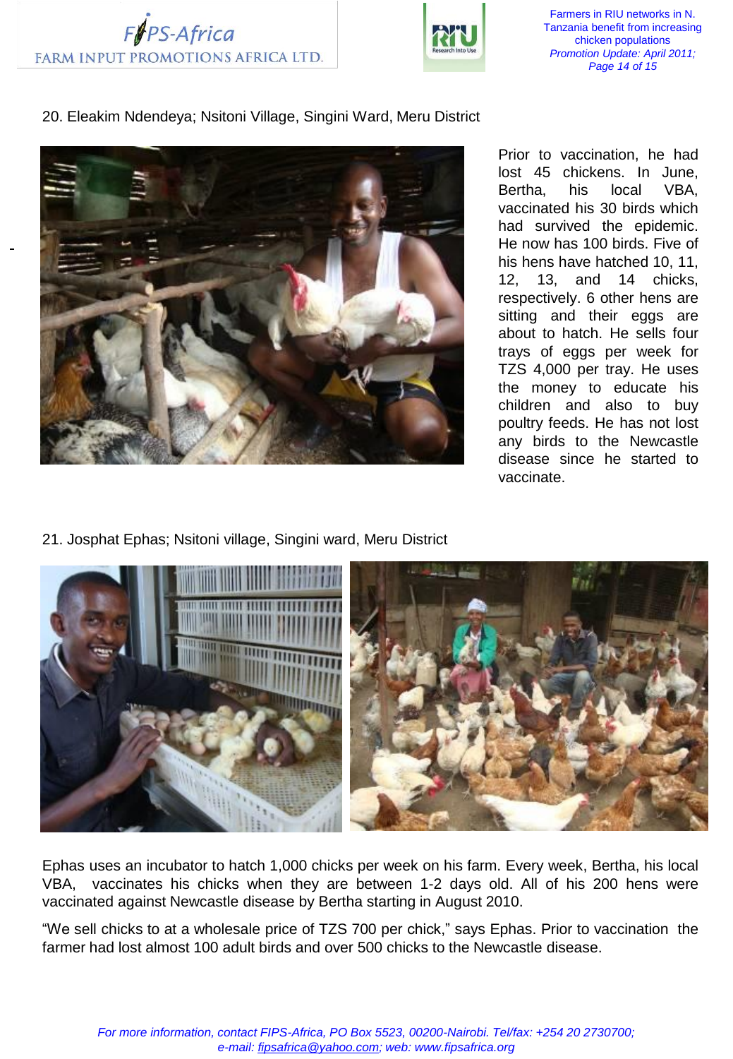20. Eleakim Ndendeya; Nsitoni Village, Singini Ward, Meru District

Prior to vaccination, he had lost 45 chickens. In June, Bertha, his local VBA, vaccinated his 30 birds which had survived the epidemic. He now has 100 birds. Five of his hens have hatched 10, 11, 12, 13, and 14 chicks, respectively. 6 other hens are sitting and their eggs are about to hatch. He sells four trays of eggs per week for TZS 4,000 per tray. He uses the money to educate his children and also to buy poultry feeds. He has not lost any birds to the Newcastle disease since he started to vaccinate.

21. Josphat Ephas; Nsitoni village, Singini ward, Meru District

Ephas uses an incubator to hatch 1,000 chicks per week on his farm. Every week, Bertha, his local VBA, vaccinates his chicks when they are between 1-2 days old. All of his 200 hens were vaccinated against Newcastle disease by Bertha starting in August 2010.

"We sell chicks to at a wholesale price of TZS 700 per chick," says Ephas. Prior to vaccination the farmer had lost almost 100 adult birds and over 500 chicks to the Newcastle disease.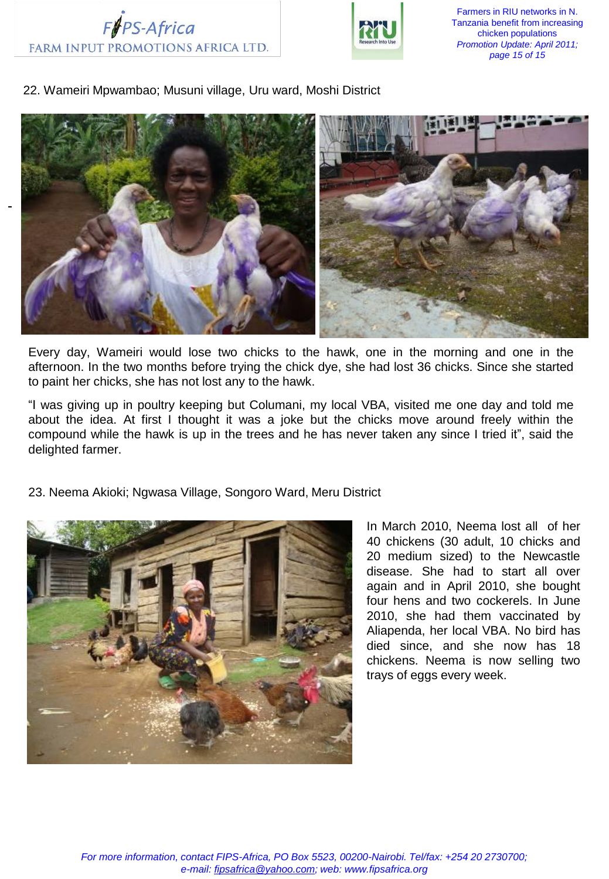22. Wameiri Mpwambao; Musuni village, Uru ward, Moshi District

Every day, Wameiri would lose two chicks to the hawk, one in the morning and one in the afternoon. In the two months before trying the chick dye, she had lost 36 chicks. Since she started to paint her chicks, she has not lost any to the hawk.

"I was giving up in poultry keeping but Columani, my local VBA, visited me one day and told me about the idea. At first I thought it was a joke but the chicks move around freely within the compound while the hawk is up in the trees and he has never taken any since I tried it", said the delighted farmer.

23. Neema Akioki; Ngwasa Village, Songoro Ward, Meru District

In March 2010, Neema lost all of her 40 chickens (30 adult, 10 chicks and 20 medium sized) to the Newcastle disease. She had to start all over again and in April 2010, she bought four hens and two cockerels. In June 2010, she had them vaccinated by Aliapenda, her local VBA. No bird has died since, and she now has 18 chickens. Neema is now selling two trays of eggs every week.

*For more information, contact FIPS-Africa, PO Box 5523, 00200-Nairobi. Tel/fax: +254 20 2730700; e-mail: fipsafrica@yahoo.com; web: www.fipsafrica.org*